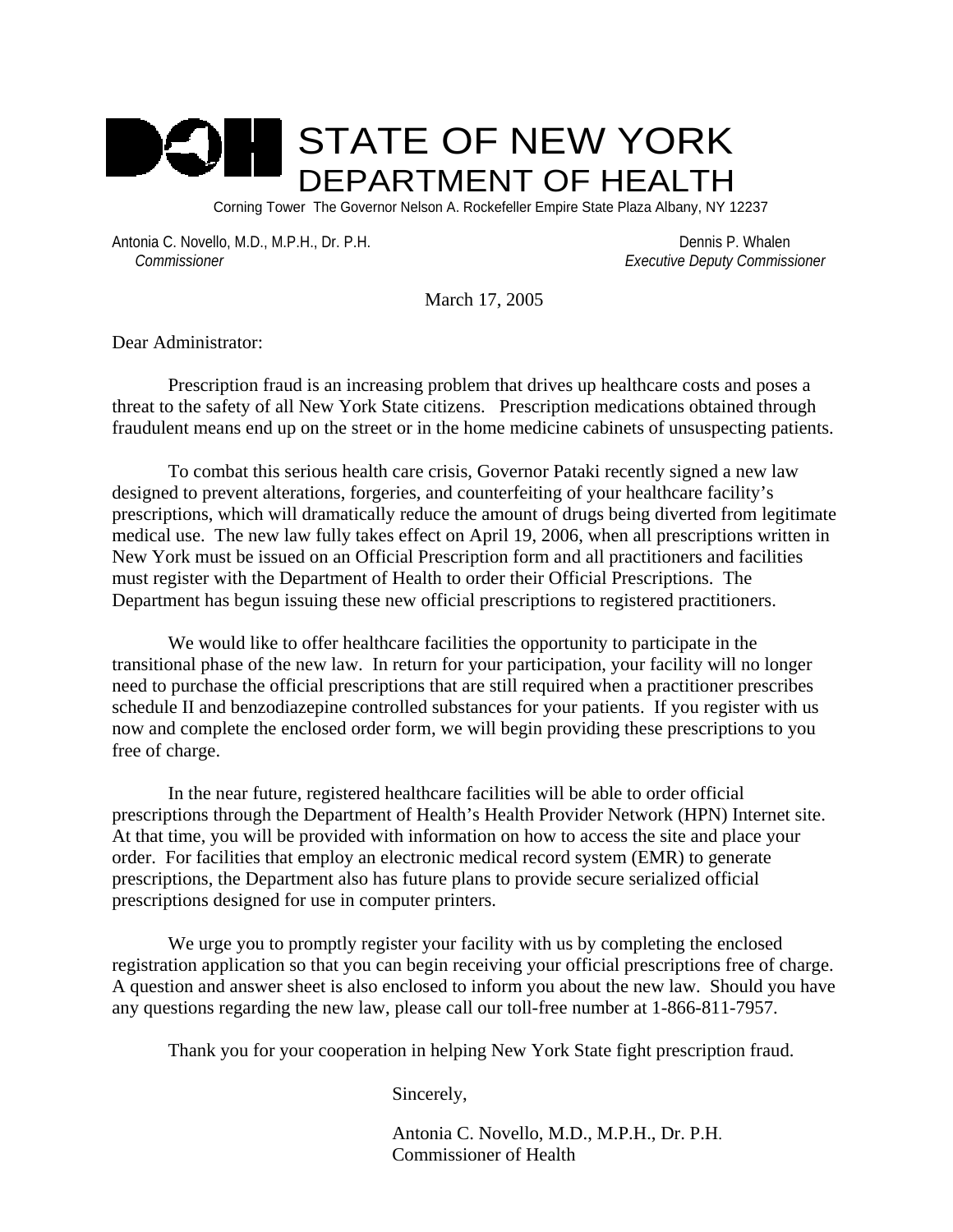# STATE OF NEW YORK
## DEPARTMENT OF HEALTH

Corning Tower The Governor Nelson A. Rockefeller Empire State Plaza Albany, NY 12237

Antonia C. Novello, M.D., M.P.H., Dr. P.H.
*Commissioner*

Dennis P. Whalen
*Executive Deputy Commissioner*

March 17, 2005

Dear Administrator:

Prescription fraud is an increasing problem that drives up healthcare costs and poses a threat to the safety of all New York State citizens. Prescription medications obtained through fraudulent means end up on the street or in the home medicine cabinets of unsuspecting patients.

To combat this serious health care crisis, Governor Pataki recently signed a new law designed to prevent alterations, forgeries, and counterfeiting of your healthcare facility's prescriptions, which will dramatically reduce the amount of drugs being diverted from legitimate medical use. The new law fully takes effect on April 19, 2006, when all prescriptions written in New York must be issued on an Official Prescription form and all practitioners and facilities must register with the Department of Health to order their Official Prescriptions. The Department has begun issuing these new official prescriptions to registered practitioners.

We would like to offer healthcare facilities the opportunity to participate in the transitional phase of the new law. In return for your participation, your facility will no longer need to purchase the official prescriptions that are still required when a practitioner prescribes schedule II and benzodiazepine controlled substances for your patients. If you register with us now and complete the enclosed order form, we will begin providing these prescriptions to you free of charge.

In the near future, registered healthcare facilities will be able to order official prescriptions through the Department of Health's Health Provider Network (HPN) Internet site. At that time, you will be provided with information on how to access the site and place your order. For facilities that employ an electronic medical record system (EMR) to generate prescriptions, the Department also has future plans to provide secure serialized official prescriptions designed for use in computer printers.

We urge you to promptly register your facility with us by completing the enclosed registration application so that you can begin receiving your official prescriptions free of charge. A question and answer sheet is also enclosed to inform you about the new law. Should you have any questions regarding the new law, please call our toll-free number at 1-866-811-7957.

Thank you for your cooperation in helping New York State fight prescription fraud.

Sincerely,

Antonia C. Novello, M.D., M.P.H., Dr. P.H.
Commissioner of Health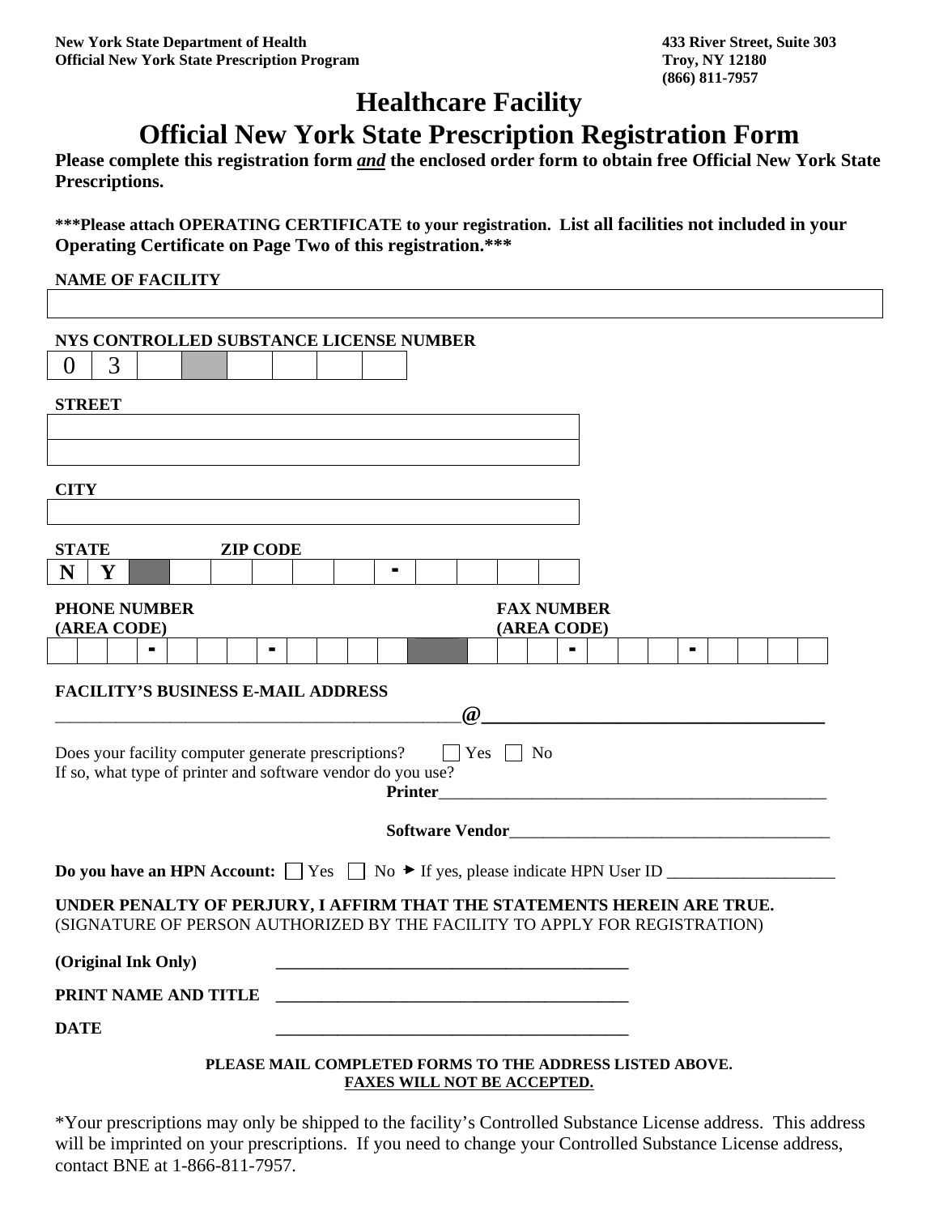**New York State Department of Health**
**Official New York State Prescription Program**

**433 River Street, Suite 303**
**Troy, NY 12180**
**(866) 811-7957**

# Healthcare Facility

# Official New York State Prescription Registration Form

**Please complete this registration form *and* the enclosed order form to obtain free Official New York State Prescriptions.**

**\*\*\*Please attach OPERATING CERTIFICATE to your registration. List all facilities not included in your Operating Certificate on Page Two of this registration.\*\*\***

**NAME OF FACILITY**

| |
|---|
| |

**NYS CONTROLLED SUBSTANCE LICENSE NUMBER**

| 0 | 3 | | | | | | |
|---|---|---|---|---|---|---|---|

**STREET**

| |
|---|
| |
| |

**CITY**

| |
|---|
| |

**STATE** **ZIP CODE**

| N | Y | | | | | | | - | | | | |
|---|---|---|---|---|---|---|---|---|---|---|---|---|

**PHONE NUMBER (AREA CODE)** **FAX NUMBER (AREA CODE)**

| | | | - | | | | - | | | | | | | | | | - | | | | - | | | | |
|---|---|---|---|---|---|---|---|---|---|---|---|---|---|---|---|---|---|---|---|---|---|---|---|---|---|

**FACILITY'S BUSINESS E-MAIL ADDRESS**

________________________________________________@___________________________________

Does your facility computer generate prescriptions? ☐ Yes ☐ No
If so, what type of printer and software vendor do you use?

**Printer**_______________________________________________

**Software Vendor**_______________________________________

**Do you have an HPN Account:** ☐ Yes ☐ No ► If yes, please indicate HPN User ID ____________________

**UNDER PENALTY OF PERJURY, I AFFIRM THAT THE STATEMENTS HEREIN ARE TRUE.**
(SIGNATURE OF PERSON AUTHORIZED BY THE FACILITY TO APPLY FOR REGISTRATION)

**(Original Ink Only)** ___________________________________________

**PRINT NAME AND TITLE** ___________________________________________

**DATE** ___________________________________________

**PLEASE MAIL COMPLETED FORMS TO THE ADDRESS LISTED ABOVE.**
**FAXES WILL NOT BE ACCEPTED.**

*Your prescriptions may only be shipped to the facility's Controlled Substance License address. This address will be imprinted on your prescriptions. If you need to change your Controlled Substance License address, contact BNE at 1-866-811-7957.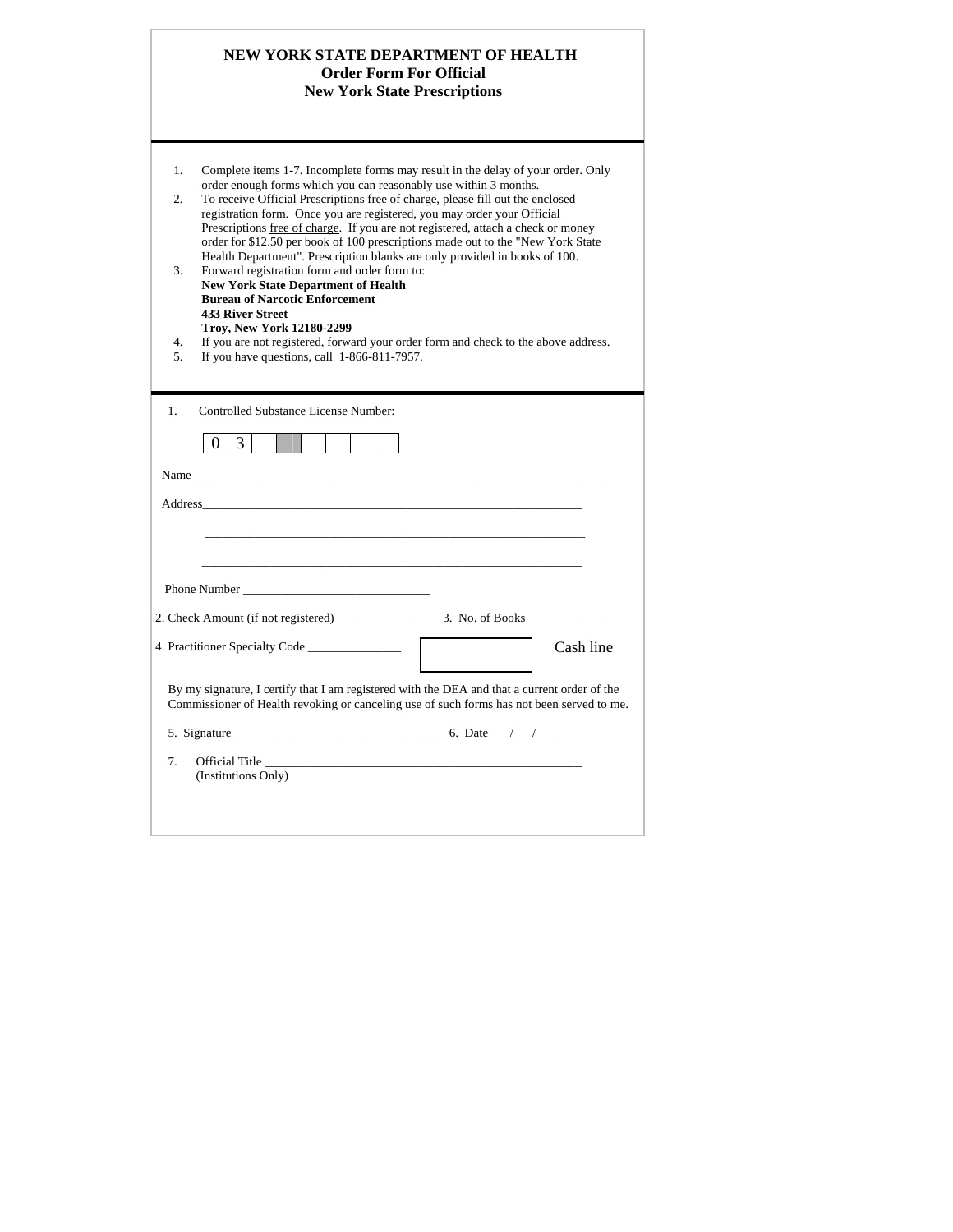# NEW YORK STATE DEPARTMENT OF HEALTH

## Order Form For Official New York State Prescriptions

1. Complete items 1-7. Incomplete forms may result in the delay of your order. Only order enough forms which you can reasonably use within 3 months.
2. To receive Official Prescriptions free of charge, please fill out the enclosed registration form. Once you are registered, you may order your Official Prescriptions free of charge. If you are not registered, attach a check or money order for $12.50 per book of 100 prescriptions made out to the "New York State Health Department". Prescription blanks are only provided in books of 100.
3. Forward registration form and order form to:
   **New York State Department of Health**
   **Bureau of Narcotic Enforcement**
   **433 River Street**
   **Troy, New York 12180-2299**
4. If you are not registered, forward your order form and check to the above address.
5. If you have questions, call 1-866-811-7957.

---

1. Controlled Substance License Number:

| 0 | 3 | | | | | | |
|---|---|---|---|---|---|---|---|

Name_______________________________________________________________________

Address______________________________________________________________

______________________________________________________________

______________________________________________________________

Phone Number ______________________________

2. Check Amount (if not registered)____________ 3. No. of Books_____________

4. Practitioner Specialty Code _______________ Cash line

By my signature, I certify that I am registered with the DEA and that a current order of the Commissioner of Health revoking or canceling use of such forms has not been served to me.

5. Signature_________________________________ 6. Date ___/___/___

7. Official Title ____________________________________________________
   (Institutions Only)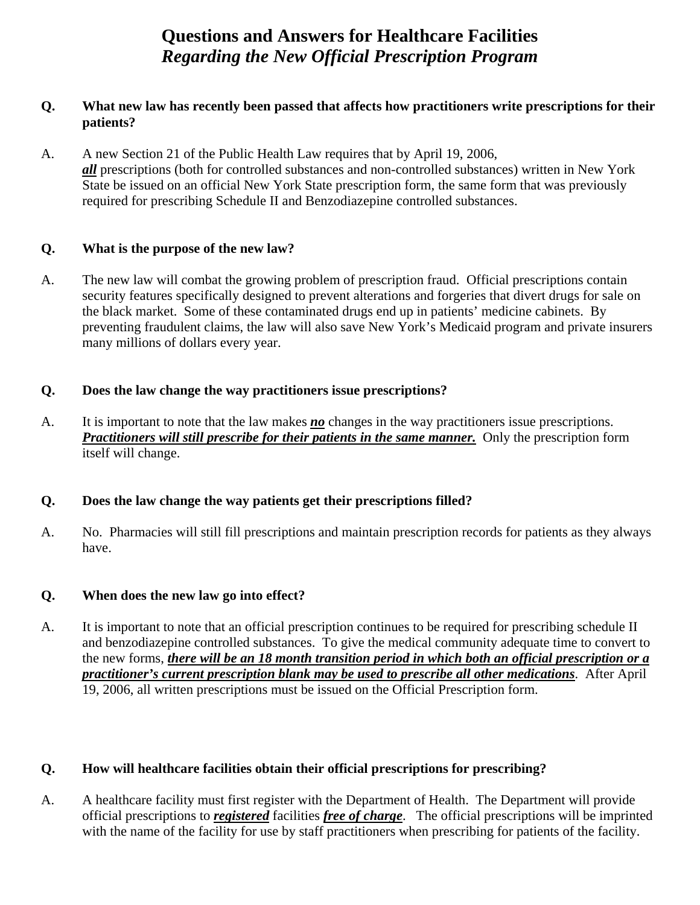# Questions and Answers for Healthcare Facilities
## *Regarding the New Official Prescription Program*

**Q. What new law has recently been passed that affects how practitioners write prescriptions for their patients?**

A. A new Section 21 of the Public Health Law requires that by April 19, 2006, ***all*** prescriptions (both for controlled substances and non-controlled substances) written in New York State be issued on an official New York State prescription form, the same form that was previously required for prescribing Schedule II and Benzodiazepine controlled substances.

**Q. What is the purpose of the new law?**

A. The new law will combat the growing problem of prescription fraud. Official prescriptions contain security features specifically designed to prevent alterations and forgeries that divert drugs for sale on the black market. Some of these contaminated drugs end up in patients' medicine cabinets. By preventing fraudulent claims, the law will also save New York's Medicaid program and private insurers many millions of dollars every year.

**Q. Does the law change the way practitioners issue prescriptions?**

A. It is important to note that the law makes ***no*** changes in the way practitioners issue prescriptions. ***Practitioners will still prescribe for their patients in the same manner.*** Only the prescription form itself will change.

**Q. Does the law change the way patients get their prescriptions filled?**

A. No. Pharmacies will still fill prescriptions and maintain prescription records for patients as they always have.

**Q. When does the new law go into effect?**

A. It is important to note that an official prescription continues to be required for prescribing schedule II and benzodiazepine controlled substances. To give the medical community adequate time to convert to the new forms, ***there will be an 18 month transition period in which both an official prescription or a practitioner's current prescription blank may be used to prescribe all other medications***. After April 19, 2006, all written prescriptions must be issued on the Official Prescription form.

**Q. How will healthcare facilities obtain their official prescriptions for prescribing?**

A. A healthcare facility must first register with the Department of Health. The Department will provide official prescriptions to ***registered*** facilities ***free of charge***. The official prescriptions will be imprinted with the name of the facility for use by staff practitioners when prescribing for patients of the facility.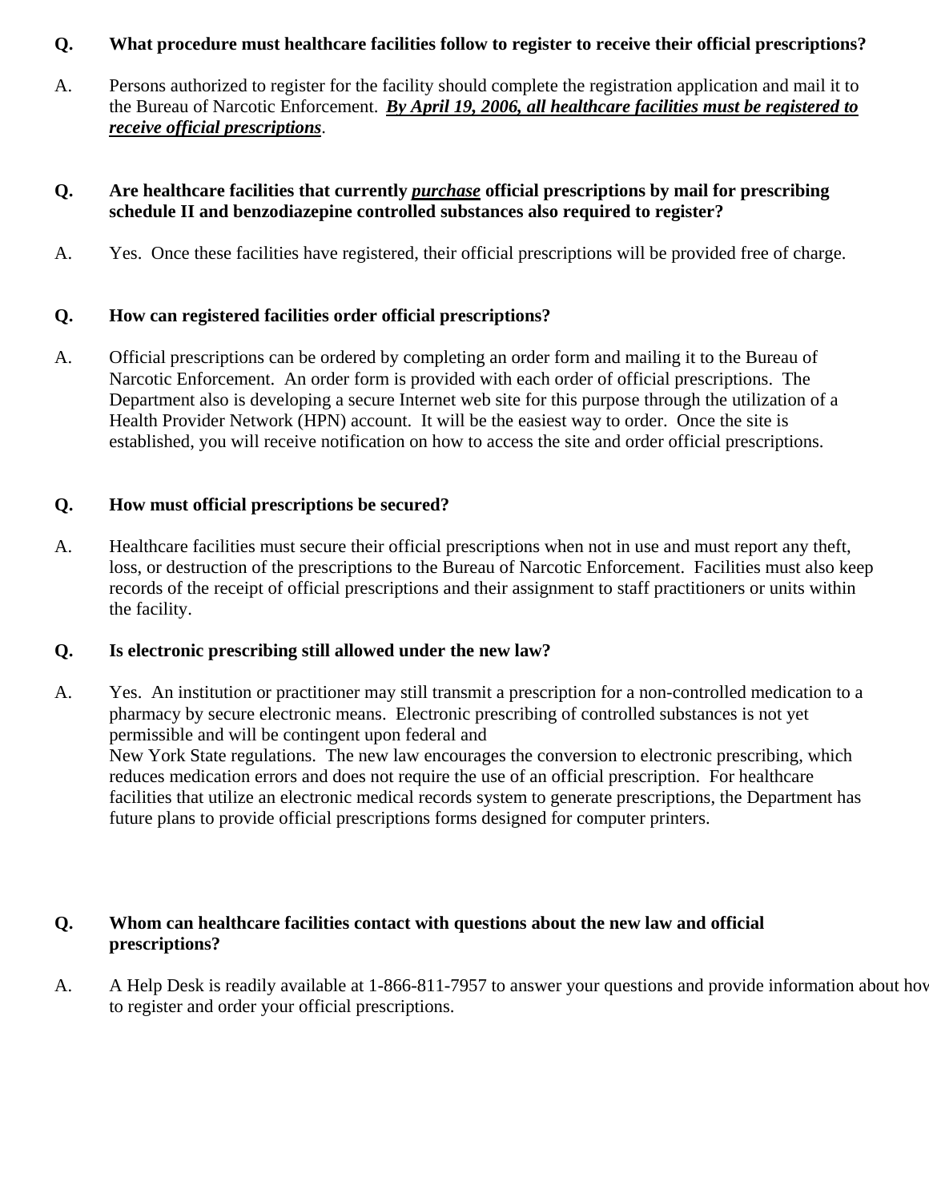**Q. What procedure must healthcare facilities follow to register to receive their official prescriptions?**

A. Persons authorized to register for the facility should complete the registration application and mail it to the Bureau of Narcotic Enforcement. ***By April 19, 2006, all healthcare facilities must be registered to receive official prescriptions***.

**Q. Are healthcare facilities that currently *purchase* official prescriptions by mail for prescribing schedule II and benzodiazepine controlled substances also required to register?**

A. Yes. Once these facilities have registered, their official prescriptions will be provided free of charge.

**Q. How can registered facilities order official prescriptions?**

A. Official prescriptions can be ordered by completing an order form and mailing it to the Bureau of Narcotic Enforcement. An order form is provided with each order of official prescriptions. The Department also is developing a secure Internet web site for this purpose through the utilization of a Health Provider Network (HPN) account. It will be the easiest way to order. Once the site is established, you will receive notification on how to access the site and order official prescriptions.

**Q. How must official prescriptions be secured?**

A. Healthcare facilities must secure their official prescriptions when not in use and must report any theft, loss, or destruction of the prescriptions to the Bureau of Narcotic Enforcement. Facilities must also keep records of the receipt of official prescriptions and their assignment to staff practitioners or units within the facility.

**Q. Is electronic prescribing still allowed under the new law?**

A. Yes. An institution or practitioner may still transmit a prescription for a non-controlled medication to a pharmacy by secure electronic means. Electronic prescribing of controlled substances is not yet permissible and will be contingent upon federal and New York State regulations. The new law encourages the conversion to electronic prescribing, which reduces medication errors and does not require the use of an official prescription. For healthcare facilities that utilize an electronic medical records system to generate prescriptions, the Department has future plans to provide official prescriptions forms designed for computer printers.

**Q. Whom can healthcare facilities contact with questions about the new law and official prescriptions?**

A. A Help Desk is readily available at 1-866-811-7957 to answer your questions and provide information about how to register and order your official prescriptions.